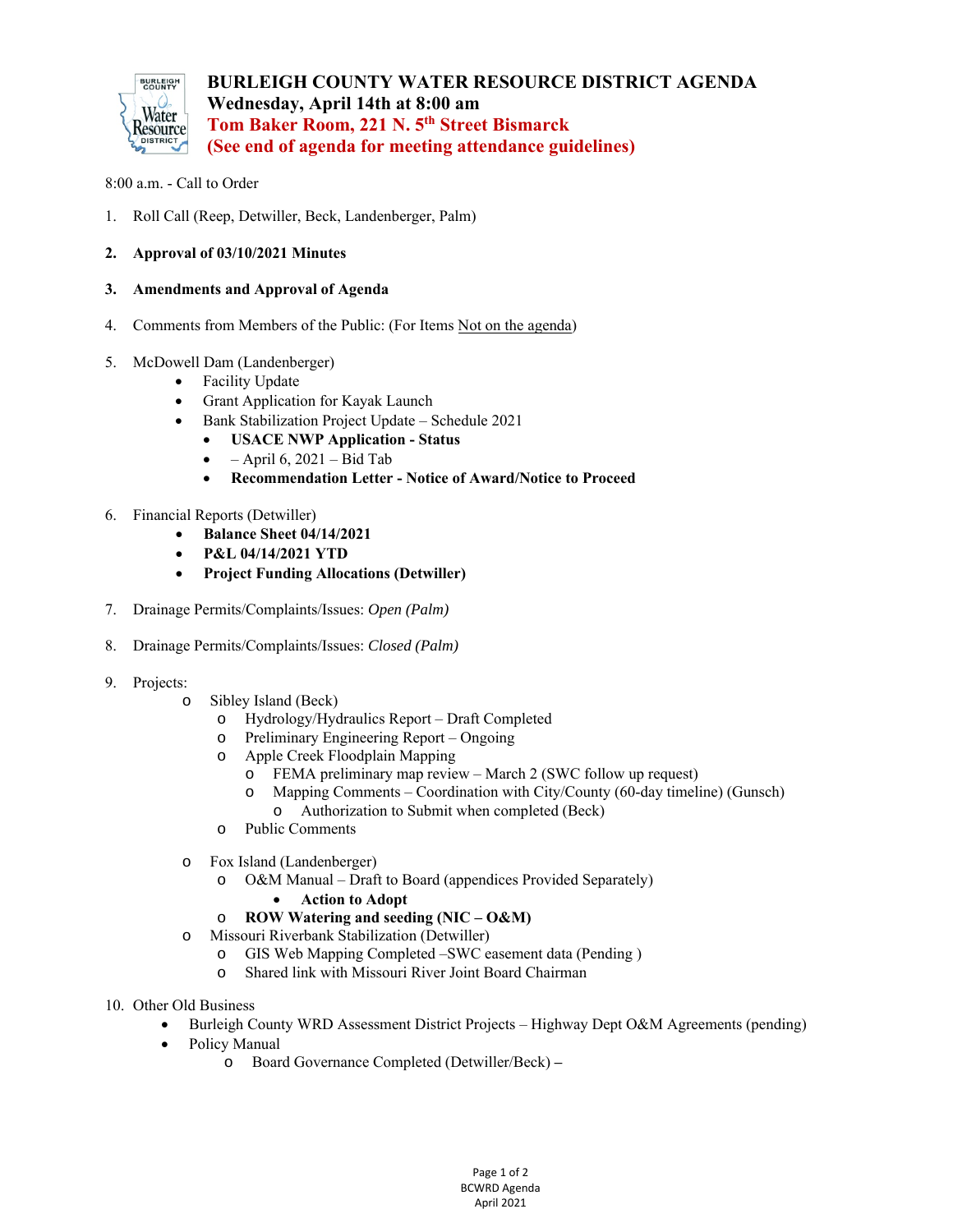# BURLEIGH COUNTY WATER RESOURCE DISTRICT AGENDA
**Wednesday, April 14th at 8:00 am**
**Tom Baker Room, 221 N. 5th Street Bismarck**
**(See end of agenda for meeting attendance guidelines)**

8:00 a.m. - Call to Order

1. Roll Call (Reep, Detwiller, Beck, Landenberger, Palm)

2. **Approval of 03/10/2021 Minutes**

3. **Amendments and Approval of Agenda**

4. Comments from Members of the Public: (For Items Not on the agenda)

5. McDowell Dam (Landenberger)
   - Facility Update
   - Grant Application for Kayak Launch
   - Bank Stabilization Project Update – Schedule 2021
     - **USACE NWP Application - Status**
     - – April 6, 2021 – Bid Tab
     - **Recommendation Letter - Notice of Award/Notice to Proceed**

6. Financial Reports (Detwiller)
   - **Balance Sheet 04/14/2021**
   - **P&L 04/14/2021 YTD**
   - **Project Funding Allocations (Detwiller)**

7. Drainage Permits/Complaints/Issues: *Open (Palm)*

8. Drainage Permits/Complaints/Issues: *Closed (Palm)*

9. Projects:
   - Sibley Island (Beck)
     - Hydrology/Hydraulics Report – Draft Completed
     - Preliminary Engineering Report – Ongoing
     - Apple Creek Floodplain Mapping
       - FEMA preliminary map review – March 2 (SWC follow up request)
       - Mapping Comments – Coordination with City/County (60-day timeline) (Gunsch)
         - Authorization to Submit when completed (Beck)
     - Public Comments
   - Fox Island (Landenberger)
     - O&M Manual – Draft to Board (appendices Provided Separately)
       - **Action to Adopt**
     - **ROW Watering and seeding (NIC – O&M)**
   - Missouri Riverbank Stabilization (Detwiller)
     - GIS Web Mapping Completed –SWC easement data (Pending )
     - Shared link with Missouri River Joint Board Chairman

10. Other Old Business
    - Burleigh County WRD Assessment District Projects – Highway Dept O&M Agreements (pending)
    - Policy Manual
      - Board Governance Completed (Detwiller/Beck) –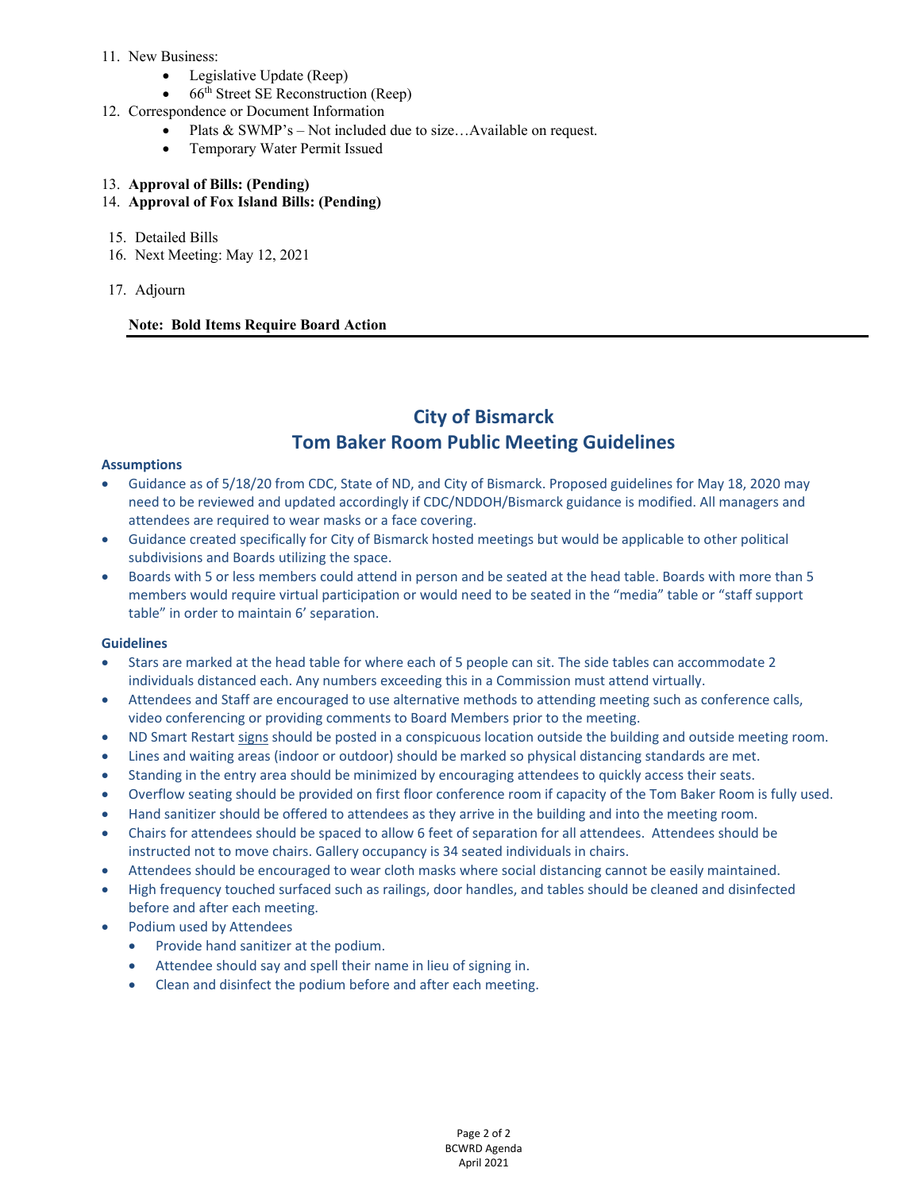11. New Business:
    - Legislative Update (Reep)
    - 66th Street SE Reconstruction (Reep)
12. Correspondence or Document Information
    - Plats & SWMP's – Not included due to size…Available on request.
    - Temporary Water Permit Issued
13. **Approval of Bills: (Pending)**
14. **Approval of Fox Island Bills: (Pending)**
15. Detailed Bills
16. Next Meeting: May 12, 2021
17. Adjourn

**Note: Bold Items Require Board Action**

---

# City of Bismarck
## Tom Baker Room Public Meeting Guidelines

### Assumptions

- Guidance as of 5/18/20 from CDC, State of ND, and City of Bismarck. Proposed guidelines for May 18, 2020 may need to be reviewed and updated accordingly if CDC/NDDOH/Bismarck guidance is modified. All managers and attendees are required to wear masks or a face covering.
- Guidance created specifically for City of Bismarck hosted meetings but would be applicable to other political subdivisions and Boards utilizing the space.
- Boards with 5 or less members could attend in person and be seated at the head table. Boards with more than 5 members would require virtual participation or would need to be seated in the "media" table or "staff support table" in order to maintain 6' separation.

### Guidelines

- Stars are marked at the head table for where each of 5 people can sit. The side tables can accommodate 2 individuals distanced each. Any numbers exceeding this in a Commission must attend virtually.
- Attendees and Staff are encouraged to use alternative methods to attending meeting such as conference calls, video conferencing or providing comments to Board Members prior to the meeting.
- ND Smart Restart signs should be posted in a conspicuous location outside the building and outside meeting room.
- Lines and waiting areas (indoor or outdoor) should be marked so physical distancing standards are met.
- Standing in the entry area should be minimized by encouraging attendees to quickly access their seats.
- Overflow seating should be provided on first floor conference room if capacity of the Tom Baker Room is fully used.
- Hand sanitizer should be offered to attendees as they arrive in the building and into the meeting room.
- Chairs for attendees should be spaced to allow 6 feet of separation for all attendees. Attendees should be instructed not to move chairs. Gallery occupancy is 34 seated individuals in chairs.
- Attendees should be encouraged to wear cloth masks where social distancing cannot be easily maintained.
- High frequency touched surfaced such as railings, door handles, and tables should be cleaned and disinfected before and after each meeting.
- Podium used by Attendees
    - Provide hand sanitizer at the podium.
    - Attendee should say and spell their name in lieu of signing in.
    - Clean and disinfect the podium before and after each meeting.